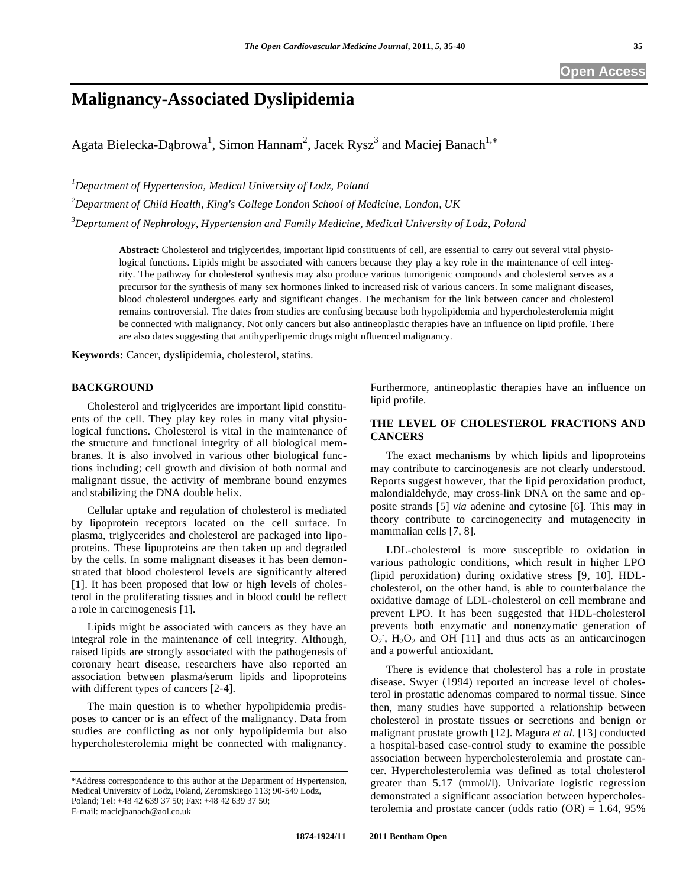# Malignancy-Associated Dyslipidemia

Agata Bielecka-Dąbrowa[1], Simon Hannam[2], Jacek Rysz[3] and Maciej Banach[1,*]

[1]*Department of Hypertension, Medical University of Lodz, Poland*

[2]*Department of Child Health, King's College London School of Medicine, London, UK*

[3]*Deprtament of Nephrology, Hypertension and Family Medicine, Medical University of Lodz, Poland*

**Abstract:** Cholesterol and triglycerides, important lipid constituents of cell, are essential to carry out several vital physiological functions. Lipids might be associated with cancers because they play a key role in the maintenance of cell integrity. The pathway for cholesterol synthesis may also produce various tumorigenic compounds and cholesterol serves as a precursor for the synthesis of many sex hormones linked to increased risk of various cancers. In some malignant diseases, blood cholesterol undergoes early and significant changes. The mechanism for the link between cancer and cholesterol remains controversial. The dates from studies are confusing because both hypolipidemia and hypercholesterolemia might be connected with malignancy. Not only cancers but also antineoplastic therapies have an influence on lipid profile. There are also dates suggesting that antihyperlipemic drugs might nfluenced malignancy.

**Keywords:** Cancer, dyslipidemia, cholesterol, statins.

## BACKGROUND

Cholesterol and triglycerides are important lipid constituents of the cell. They play key roles in many vital physiological functions. Cholesterol is vital in the maintenance of the structure and functional integrity of all biological membranes. It is also involved in various other biological functions including; cell growth and division of both normal and malignant tissue, the activity of membrane bound enzymes and stabilizing the DNA double helix.

Cellular uptake and regulation of cholesterol is mediated by lipoprotein receptors located on the cell surface. In plasma, triglycerides and cholesterol are packaged into lipoproteins. These lipoproteins are then taken up and degraded by the cells. In some malignant diseases it has been demonstrated that blood cholesterol levels are significantly altered [1]. It has been proposed that low or high levels of cholesterol in the proliferating tissues and in blood could be reflect a role in carcinogenesis [1].

Lipids might be associated with cancers as they have an integral role in the maintenance of cell integrity. Although, raised lipids are strongly associated with the pathogenesis of coronary heart disease, researchers have also reported an association between plasma/serum lipids and lipoproteins with different types of cancers [2-4].

The main question is to whether hypolipidemia predisposes to cancer or is an effect of the malignancy. Data from studies are conflicting as not only hypolipidemia but also hypercholesterolemia might be connected with malignancy. Furthermore, antineoplastic therapies have an influence on lipid profile.

## THE LEVEL OF CHOLESTEROL FRACTIONS AND CANCERS

The exact mechanisms by which lipids and lipoproteins may contribute to carcinogenesis are not clearly understood. Reports suggest however, that the lipid peroxidation product, malondialdehyde, may cross-link DNA on the same and opposite strands [5] *via* adenine and cytosine [6]. This may in theory contribute to carcinogenecity and mutagenecity in mammalian cells [7, 8].

LDL-cholesterol is more susceptible to oxidation in various pathologic conditions, which result in higher LPO (lipid peroxidation) during oxidative stress [9, 10]. HDL-cholesterol, on the other hand, is able to counterbalance the oxidative damage of LDL-cholesterol on cell membrane and prevent LPO. It has been suggested that HDL-cholesterol prevents both enzymatic and nonenzymatic generation of $O_2^-$, $H_2O_2$ and OH [11] and thus acts as an anticarcinogen and a powerful antioxidant.

There is evidence that cholesterol has a role in prostate disease. Swyer (1994) reported an increase level of cholesterol in prostatic adenomas compared to normal tissue. Since then, many studies have supported a relationship between cholesterol in prostate tissues or secretions and benign or malignant prostate growth [12]. Magura *et al.* [13] conducted a hospital-based case-control study to examine the possible association between hypercholesterolemia and prostate cancer. Hypercholesterolemia was defined as total cholesterol greater than 5.17 (mmol/l). Univariate logistic regression demonstrated a significant association between hypercholesterolemia and prostate cancer (odds ratio (OR) = 1.64, 95%

*Address correspondence to this author at the Department of Hypertension, Medical University of Lodz, Poland, Zeromskiego 113; 90-549 Lodz, Poland; Tel: +48 42 639 37 50; Fax: +48 42 639 37 50; E-mail: maciejbanach@aol.co.uk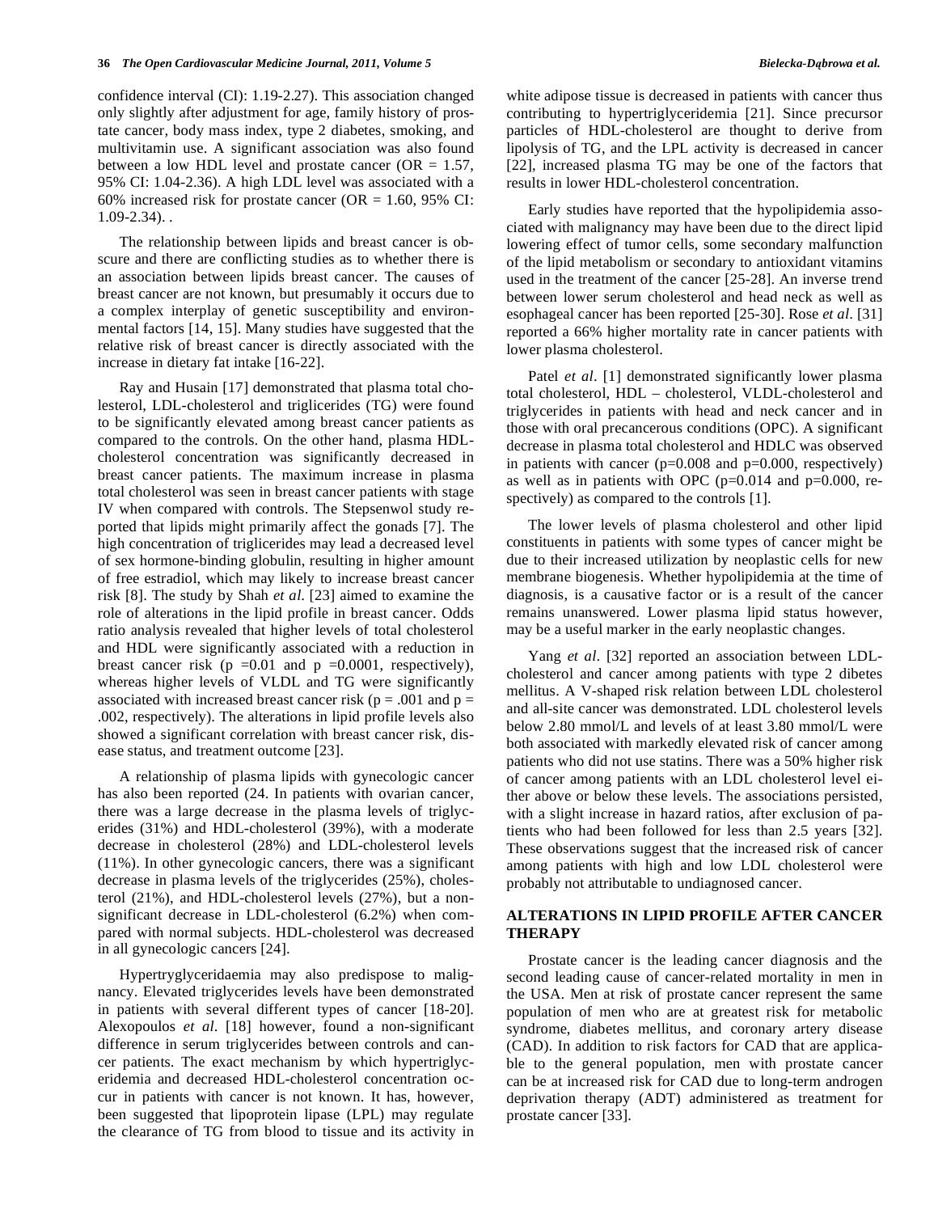confidence interval (CI): 1.19-2.27). This association changed only slightly after adjustment for age, family history of prostate cancer, body mass index, type 2 diabetes, smoking, and multivitamin use. A significant association was also found between a low HDL level and prostate cancer (OR = 1.57, 95% CI: 1.04-2.36). A high LDL level was associated with a 60% increased risk for prostate cancer (OR = 1.60, 95% CI: 1.09-2.34). .

The relationship between lipids and breast cancer is obscure and there are conflicting studies as to whether there is an association between lipids breast cancer. The causes of breast cancer are not known, but presumably it occurs due to a complex interplay of genetic susceptibility and environmental factors [14, 15]. Many studies have suggested that the relative risk of breast cancer is directly associated with the increase in dietary fat intake [16-22].

Ray and Husain [17] demonstrated that plasma total cholesterol, LDL-cholesterol and triglicerides (TG) were found to be significantly elevated among breast cancer patients as compared to the controls. On the other hand, plasma HDL-cholesterol concentration was significantly decreased in breast cancer patients. The maximum increase in plasma total cholesterol was seen in breast cancer patients with stage IV when compared with controls. The Stepsenwol study reported that lipids might primarily affect the gonads [7]. The high concentration of triglicerides may lead a decreased level of sex hormone-binding globulin, resulting in higher amount of free estradiol, which may likely to increase breast cancer risk [8]. The study by Shah *et al*. [23] aimed to examine the role of alterations in the lipid profile in breast cancer. Odds ratio analysis revealed that higher levels of total cholesterol and HDL were significantly associated with a reduction in breast cancer risk ($p = 0.01$ and $p = 0.0001$, respectively), whereas higher levels of VLDL and TG were significantly associated with increased breast cancer risk ($p = .001$ and $p = .002$, respectively). The alterations in lipid profile levels also showed a significant correlation with breast cancer risk, disease status, and treatment outcome [23].

A relationship of plasma lipids with gynecologic cancer has also been reported (24. In patients with ovarian cancer, there was a large decrease in the plasma levels of triglycerides (31%) and HDL-cholesterol (39%), with a moderate decrease in cholesterol (28%) and LDL-cholesterol levels (11%). In other gynecologic cancers, there was a significant decrease in plasma levels of the triglycerides (25%), cholesterol (21%), and HDL-cholesterol levels (27%), but a non-significant decrease in LDL-cholesterol (6.2%) when compared with normal subjects. HDL-cholesterol was decreased in all gynecologic cancers [24].

Hypertryglyceridaemia may also predispose to malignancy. Elevated triglycerides levels have been demonstrated in patients with several different types of cancer [18-20]. Alexopoulos *et al*. [18] however, found a non-significant difference in serum triglycerides between controls and cancer patients. The exact mechanism by which hypertriglyceridemia and decreased HDL-cholesterol concentration occur in patients with cancer is not known. It has, however, been suggested that lipoprotein lipase (LPL) may regulate the clearance of TG from blood to tissue and its activity in white adipose tissue is decreased in patients with cancer thus contributing to hypertriglyceridemia [21]. Since precursor particles of HDL-cholesterol are thought to derive from lipolysis of TG, and the LPL activity is decreased in cancer [22], increased plasma TG may be one of the factors that results in lower HDL-cholesterol concentration.

Early studies have reported that the hypolipidemia associated with malignancy may have been due to the direct lipid lowering effect of tumor cells, some secondary malfunction of the lipid metabolism or secondary to antioxidant vitamins used in the treatment of the cancer [25-28]. An inverse trend between lower serum cholesterol and head neck as well as esophageal cancer has been reported [25-30]. Rose *et al*. [31] reported a 66% higher mortality rate in cancer patients with lower plasma cholesterol.

Patel *et al*. [1] demonstrated significantly lower plasma total cholesterol, HDL – cholesterol, VLDL-cholesterol and triglycerides in patients with head and neck cancer and in those with oral precancerous conditions (OPC). A significant decrease in plasma total cholesterol and HDLC was observed in patients with cancer ($p=0.008$ and $p=0.000$, respectively) as well as in patients with OPC ($p=0.014$ and $p=0.000$, respectively) as compared to the controls [1].

The lower levels of plasma cholesterol and other lipid constituents in patients with some types of cancer might be due to their increased utilization by neoplastic cells for new membrane biogenesis. Whether hypolipidemia at the time of diagnosis, is a causative factor or is a result of the cancer remains unanswered. Lower plasma lipid status however, may be a useful marker in the early neoplastic changes.

Yang *et al*. [32] reported an association between LDL-cholesterol and cancer among patients with type 2 dibetes mellitus. A V-shaped risk relation between LDL cholesterol and all-site cancer was demonstrated. LDL cholesterol levels below 2.80 mmol/L and levels of at least 3.80 mmol/L were both associated with markedly elevated risk of cancer among patients who did not use statins. There was a 50% higher risk of cancer among patients with an LDL cholesterol level either above or below these levels. The associations persisted, with a slight increase in hazard ratios, after exclusion of patients who had been followed for less than 2.5 years [32]. These observations suggest that the increased risk of cancer among patients with high and low LDL cholesterol were probably not attributable to undiagnosed cancer.

## ALTERATIONS IN LIPID PROFILE AFTER CANCER THERAPY

Prostate cancer is the leading cancer diagnosis and the second leading cause of cancer-related mortality in men in the USA. Men at risk of prostate cancer represent the same population of men who are at greatest risk for metabolic syndrome, diabetes mellitus, and coronary artery disease (CAD). In addition to risk factors for CAD that are applicable to the general population, men with prostate cancer can be at increased risk for CAD due to long-term androgen deprivation therapy (ADT) administered as treatment for prostate cancer [33].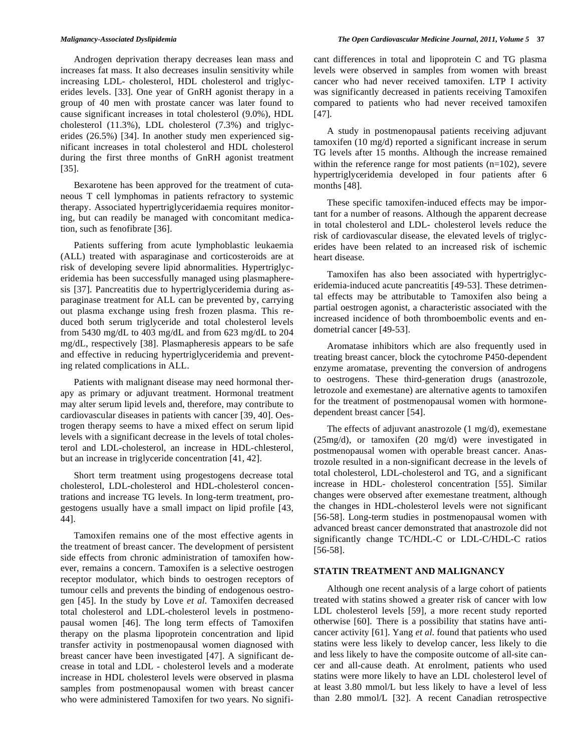Androgen deprivation therapy decreases lean mass and increases fat mass. It also decreases insulin sensitivity while increasing LDL- cholesterol, HDL cholesterol and triglycerides levels. [33]. One year of GnRH agonist therapy in a group of 40 men with prostate cancer was later found to cause significant increases in total cholesterol (9.0%), HDL cholesterol (11.3%), LDL cholesterol (7.3%) and triglycerides (26.5%) [34]. In another study men experienced significant increases in total cholesterol and HDL cholesterol during the first three months of GnRH agonist treatment [35].

Bexarotene has been approved for the treatment of cutaneous T cell lymphomas in patients refractory to systemic therapy. Associated hypertriglyceridaemia requires monitoring, but can readily be managed with concomitant medication, such as fenofibrate [36].

Patients suffering from acute lymphoblastic leukaemia (ALL) treated with asparaginase and corticosteroids are at risk of developing severe lipid abnormalities. Hypertriglyceridemia has been successfully managed using plasmapheresis [37]. Pancreatitis due to hypertriglyceridemia during asparaginase treatment for ALL can be prevented by, carrying out plasma exchange using fresh frozen plasma. This reduced both serum triglyceride and total cholesterol levels from 5430 mg/dL to 403 mg/dL and from 623 mg/dL to 204 mg/dL, respectively [38]. Plasmapheresis appears to be safe and effective in reducing hypertriglyceridemia and preventing related complications in ALL.

Patients with malignant disease may need hormonal therapy as primary or adjuvant treatment. Hormonal treatment may alter serum lipid levels and, therefore, may contribute to cardiovascular diseases in patients with cancer [39, 40]. Oestrogen therapy seems to have a mixed effect on serum lipid levels with a significant decrease in the levels of total cholesterol and LDL-cholesterol, an increase in HDL-chlesterol, but an increase in triglyceride concentration [41, 42].

Short term treatment using progestogens decrease total cholesterol, LDL-cholesterol and HDL-cholesterol concentrations and increase TG levels. In long-term treatment, progestogens usually have a small impact on lipid profile [43, 44].

Tamoxifen remains one of the most effective agents in the treatment of breast cancer. The development of persistent side effects from chronic administration of tamoxifen however, remains a concern. Tamoxifen is a selective oestrogen receptor modulator, which binds to oestrogen receptors of tumour cells and prevents the binding of endogenous oestrogen [45]. In the study by Love *et al.* Tamoxifen decreased total cholesterol and LDL-cholesterol levels in postmenopausal women [46]. The long term effects of Tamoxifen therapy on the plasma lipoprotein concentration and lipid transfer activity in postmenopausal women diagnosed with breast cancer have been investigated [47]. A significant decrease in total and LDL - cholesterol levels and a moderate increase in HDL cholesterol levels were observed in plasma samples from postmenopausal women with breast cancer who were administered Tamoxifen for two years. No significant differences in total and lipoprotein C and TG plasma levels were observed in samples from women with breast cancer who had never received tamoxifen. LTP I activity was significantly decreased in patients receiving Tamoxifen compared to patients who had never received tamoxifen [47].

A study in postmenopausal patients receiving adjuvant tamoxifen (10 mg/d) reported a significant increase in serum TG levels after 15 months. Although the increase remained within the reference range for most patients (n=102), severe hypertriglyceridemia developed in four patients after 6 months [48].

These specific tamoxifen-induced effects may be important for a number of reasons. Although the apparent decrease in total cholesterol and LDL- cholesterol levels reduce the risk of cardiovascular disease, the elevated levels of triglycerides have been related to an increased risk of ischemic heart disease.

Tamoxifen has also been associated with hypertriglyceridemia-induced acute pancreatitis [49-53]. These detrimental effects may be attributable to Tamoxifen also being a partial oestrogen agonist, a characteristic associated with the increased incidence of both thromboembolic events and endometrial cancer [49-53].

Aromatase inhibitors which are also frequently used in treating breast cancer, block the cytochrome P450-dependent enzyme aromatase, preventing the conversion of androgens to oestrogens. These third-generation drugs (anastrozole, letrozole and exemestane) are alternative agents to tamoxifen for the treatment of postmenopausal women with hormone-dependent breast cancer [54].

The effects of adjuvant anastrozole (1 mg/d), exemestane (25mg/d), or tamoxifen (20 mg/d) were investigated in postmenopausal women with operable breast cancer. Anastrozole resulted in a non-significant decrease in the levels of total cholesterol, LDL-cholesterol and TG, and a significant increase in HDL- cholesterol concentration [55]. Similar changes were observed after exemestane treatment, although the changes in HDL-cholesterol levels were not significant [56-58]. Long-term studies in postmenopausal women with advanced breast cancer demonstrated that anastrozole did not significantly change TC/HDL-C or LDL-C/HDL-C ratios [56-58].

## STATIN TREATMENT AND MALIGNANCY

Although one recent analysis of a large cohort of patients treated with statins showed a greater risk of cancer with low LDL cholesterol levels [59], a more recent study reported otherwise [60]. There is a possibility that statins have anticancer activity [61]. Yang *et al.* found that patients who used statins were less likely to develop cancer, less likely to die and less likely to have the composite outcome of all-site cancer and all-cause death. At enrolment, patients who used statins were more likely to have an LDL cholesterol level of at least 3.80 mmol/L but less likely to have a level of less than 2.80 mmol/L [32]. A recent Canadian retrospective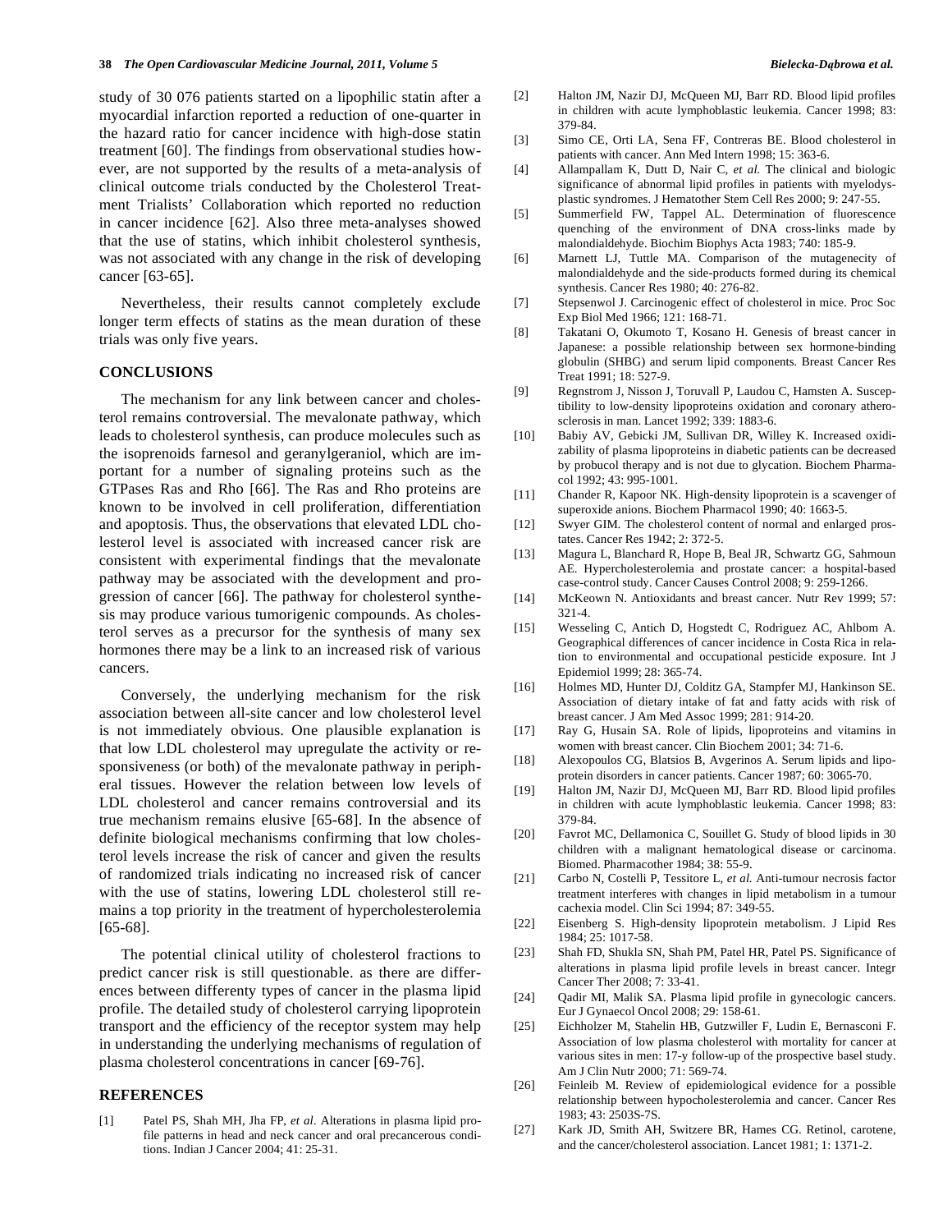study of 30 076 patients started on a lipophilic statin after a myocardial infarction reported a reduction of one-quarter in the hazard ratio for cancer incidence with high-dose statin treatment [60]. The findings from observational studies however, are not supported by the results of a meta-analysis of clinical outcome trials conducted by the Cholesterol Treatment Trialists' Collaboration which reported no reduction in cancer incidence [62]. Also three meta-analyses showed that the use of statins, which inhibit cholesterol synthesis, was not associated with any change in the risk of developing cancer [63-65].

Nevertheless, their results cannot completely exclude longer term effects of statins as the mean duration of these trials was only five years.

## CONCLUSIONS

The mechanism for any link between cancer and cholesterol remains controversial. The mevalonate pathway, which leads to cholesterol synthesis, can produce molecules such as the isoprenoids farnesol and geranylgeraniol, which are important for a number of signaling proteins such as the GTPases Ras and Rho [66]. The Ras and Rho proteins are known to be involved in cell proliferation, differentiation and apoptosis. Thus, the observations that elevated LDL cholesterol level is associated with increased cancer risk are consistent with experimental findings that the mevalonate pathway may be associated with the development and progression of cancer [66]. The pathway for cholesterol synthesis may produce various tumorigenic compounds. As cholesterol serves as a precursor for the synthesis of many sex hormones there may be a link to an increased risk of various cancers.

Conversely, the underlying mechanism for the risk association between all-site cancer and low cholesterol level is not immediately obvious. One plausible explanation is that low LDL cholesterol may upregulate the activity or responsiveness (or both) of the mevalonate pathway in peripheral tissues. However the relation between low levels of LDL cholesterol and cancer remains controversial and its true mechanism remains elusive [65-68]. In the absence of definite biological mechanisms confirming that low cholesterol levels increase the risk of cancer and given the results of randomized trials indicating no increased risk of cancer with the use of statins, lowering LDL cholesterol still remains a top priority in the treatment of hypercholesterolemia [65-68].

The potential clinical utility of cholesterol fractions to predict cancer risk is still questionable. as there are differences between differenty types of cancer in the plasma lipid profile. The detailed study of cholesterol carrying lipoprotein transport and the efficiency of the receptor system may help in understanding the underlying mechanisms of regulation of plasma cholesterol concentrations in cancer [69-76].

## REFERENCES

[1] Patel PS, Shah MH, Jha FP, *et al*. Alterations in plasma lipid profile patterns in head and neck cancer and oral precancerous conditions. Indian J Cancer 2004; 41: 25-31.

[2] Halton JM, Nazir DJ, McQueen MJ, Barr RD. Blood lipid profiles in children with acute lymphoblastic leukemia. Cancer 1998; 83: 379-84.

[3] Simo CE, Orti LA, Sena FF, Contreras BE. Blood cholesterol in patients with cancer. Ann Med Intern 1998; 15: 363-6.

[4] Allampallam K, Dutt D, Nair C, *et al.* The clinical and biologic significance of abnormal lipid profiles in patients with myelodysplastic syndromes. J Hematother Stem Cell Res 2000; 9: 247-55.

[5] Summerfield FW, Tappel AL. Determination of fluorescence quenching of the environment of DNA cross-links made by malondialdehyde. Biochim Biophys Acta 1983; 740: 185-9.

[6] Marnett LJ, Tuttle MA. Comparison of the mutagenecity of malondialdehyde and the side-products formed during its chemical synthesis. Cancer Res 1980; 40: 276-82.

[7] Stepsenwol J. Carcinogenic effect of cholesterol in mice. Proc Soc Exp Biol Med 1966; 121: 168-71.

[8] Takatani O, Okumoto T, Kosano H. Genesis of breast cancer in Japanese: a possible relationship between sex hormone-binding globulin (SHBG) and serum lipid components. Breast Cancer Res Treat 1991; 18: 527-9.

[9] Regnstrom J, Nisson J, Toruvall P, Laudou C, Hamsten A. Susceptibility to low-density lipoproteins oxidation and coronary atherosclerosis in man. Lancet 1992; 339: 1883-6.

[10] Babiy AV, Gebicki JM, Sullivan DR, Willey K. Increased oxidizability of plasma lipoproteins in diabetic patients can be decreased by probucol therapy and is not due to glycation. Biochem Pharmacol 1992; 43: 995-1001.

[11] Chander R, Kapoor NK. High-density lipoprotein is a scavenger of superoxide anions. Biochem Pharmacol 1990; 40: 1663-5.

[12] Swyer GIM. The cholesterol content of normal and enlarged prostates. Cancer Res 1942; 2: 372-5.

[13] Magura L, Blanchard R, Hope B, Beal JR, Schwartz GG, Sahmoun AE. Hypercholesterolemia and prostate cancer: a hospital-based case-control study. Cancer Causes Control 2008; 9: 259-1266.

[14] McKeown N. Antioxidants and breast cancer. Nutr Rev 1999; 57: 321-4.

[15] Wesseling C, Antich D, Hogstedt C, Rodriguez AC, Ahlbom A. Geographical differences of cancer incidence in Costa Rica in relation to environmental and occupational pesticide exposure. Int J Epidemiol 1999; 28: 365-74.

[16] Holmes MD, Hunter DJ, Colditz GA, Stampfer MJ, Hankinson SE. Association of dietary intake of fat and fatty acids with risk of breast cancer. J Am Med Assoc 1999; 281: 914-20.

[17] Ray G, Husain SA. Role of lipids, lipoproteins and vitamins in women with breast cancer. Clin Biochem 2001; 34: 71-6.

[18] Alexopoulos CG, Blatsios B, Avgerinos A. Serum lipids and lipoprotein disorders in cancer patients. Cancer 1987; 60: 3065-70.

[19] Halton JM, Nazir DJ, McQueen MJ, Barr RD. Blood lipid profiles in children with acute lymphoblastic leukemia. Cancer 1998; 83: 379-84.

[20] Favrot MC, Dellamonica C, Souillet G. Study of blood lipids in 30 children with a malignant hematological disease or carcinoma. Biomed. Pharmacother 1984; 38: 55-9.

[21] Carbo N, Costelli P, Tessitore L, *et al.* Anti-tumour necrosis factor treatment interferes with changes in lipid metabolism in a tumour cachexia model. Clin Sci 1994; 87: 349-55.

[22] Eisenberg S. High-density lipoprotein metabolism. J Lipid Res 1984; 25: 1017-58.

[23] Shah FD, Shukla SN, Shah PM, Patel HR, Patel PS. Significance of alterations in plasma lipid profile levels in breast cancer. Integr Cancer Ther 2008; 7: 33-41.

[24] Qadir MI, Malik SA. Plasma lipid profile in gynecologic cancers. Eur J Gynaecol Oncol 2008; 29: 158-61.

[25] Eichholzer M, Stahelin HB, Gutzwiller F, Ludin E, Bernasconi F. Association of low plasma cholesterol with mortality for cancer at various sites in men: 17-y follow-up of the prospective basel study. Am J Clin Nutr 2000; 71: 569-74.

[26] Feinleib M. Review of epidemiological evidence for a possible relationship between hypocholesterolemia and cancer. Cancer Res 1983; 43: 2503S-7S.

[27] Kark JD, Smith AH, Switzere BR, Hames CG. Retinol, carotene, and the cancer/cholesterol association. Lancet 1981; 1: 1371-2.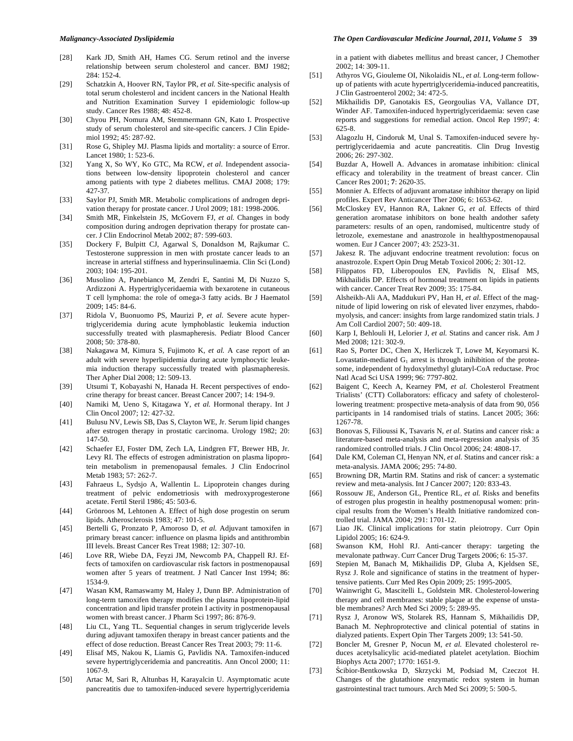[28] Kark JD, Smith AH, Hames CG. Serum retinol and the inverse relationship between serum cholesterol and cancer. BMJ 1982; 284: 152-4.

[29] Schatzkin A, Hoover RN, Taylor PR, *et al.* Site-specific analysis of total serum cholesterol and incident cancers in the National Health and Nutrition Examination Survey I epidemiologic follow-up study. Cancer Res 1988; 48: 452-8.

[30] Chyou PH, Nomura AM, Stemmermann GN, Kato I. Prospective study of serum cholesterol and site-specific cancers. J Clin Epidemiol 1992; 45: 287-92.

[31] Rose G, Shipley MJ. Plasma lipids and mortality: a source of Error. Lancet 1980; 1: 523-6.

[32] Yang X, So WY, Ko GTC, Ma RCW, *et al.* Independent associations between low-density lipoprotein cholesterol and cancer among patients with type 2 diabetes mellitus. CMAJ 2008; 179: 427-37.

[33] Saylor PJ, Smith MR. Metabolic complications of androgen deprivation therapy for prostate cancer. J Urol 2009; 181: 1998-2006.

[34] Smith MR, Finkelstein JS, McGovern FJ, *et al.* Changes in body composition during androgen deprivation therapy for prostate cancer. J Clin Endocrinol Metab 2002; 87: 599-603.

[35] Dockery F, Bulpitt CJ, Agarwal S, Donaldson M, Rajkumar C. Testosterone suppression in men with prostate cancer leads to an increase in arterial stiffness and hyperinsulinaemia. Clin Sci (Lond) 2003; 104: 195-201.

[36] Musolino A, Panebianco M, Zendri E, Santini M, Di Nuzzo S, Ardizzoni A. Hypertriglyceridaemia with bexarotene in cutaneous T cell lymphoma: the role of omega-3 fatty acids. Br J Haematol 2009; 145: 84-6.

[37] Ridola V, Buonuomo PS, Maurizi P, *et al.* Severe acute hypertriglyceridemia during acute lymphoblastic leukemia induction successfully treated with plasmapheresis. Pediatr Blood Cancer 2008; 50: 378-80.

[38] Nakagawa M, Kimura S, Fujimoto K, *et al.* A case report of an adult with severe hyperlipidemia during acute lymphocytic leukemia induction therapy successfully treated with plasmapheresis. Ther Apher Dial 2008; 12: 509-13.

[39] Utsumi T, Kobayashi N, Hanada H. Recent perspectives of endocrine therapy for breast cancer. Breast Cancer 2007; 14: 194-9.

[40] Namiki M, Ueno S, Kitagawa Y, *et al.* Hormonal therapy. Int J Clin Oncol 2007; 12: 427-32.

[41] Bulusu NV, Lewis SB, Das S, Clayton WE, Jr. Serum lipid changes after estrogen therapy in prostatic carcinoma. Urology 1982; 20: 147-50.

[42] Schaefer EJ, Foster DM, Zech LA, Lindgren FT, Brewer HB, Jr. Levy RI. The effects of estrogen administration on plasma lipoprotein metabolism in premenopausal females. J Clin Endocrinol Metab 1983; 57: 262-7.

[43] Fahraeus L, Sydsjo A, Wallentin L. Lipoprotein changes during treatment of pelvic endometriosis with medroxyprogesterone acetate. Fertil Steril 1986; 45: 503-6.

[44] Grönroos M, Lehtonen A. Effect of high dose progestin on serum lipids. Atherosclerosis 1983; 47: 101-5.

[45] Bertelli G, Pronzato P, Amoroso D, *et al.* Adjuvant tamoxifen in primary breast cancer: influence on plasma lipids and antithrombin III levels. Breast Cancer Res Treat 1988; 12: 307-10.

[46] Love RR, Wiebe DA, Feyzi JM, Newcomb PA, Chappell RJ. Effects of tamoxifen on cardiovascular risk factors in postmenopausal women after 5 years of treatment. J Natl Cancer Inst 1994; 86: 1534-9.

[47] Wasan KM, Ramaswamy M, Haley J, Dunn BP. Administration of long-term tamoxifen therapy modifies the plasma lipoprotein-lipid concentration and lipid transfer protein I activity in postmenopausal women with breast cancer. J Pharm Sci 1997; 86: 876-9.

[48] Liu CL, Yang TL. Sequential changes in serum triglyceride levels during adjuvant tamoxifen therapy in breast cancer patients and the effect of dose reduction. Breast Cancer Res Treat 2003; 79: 11-6.

[49] Elisaf MS, Nakou K, Liamis G, Pavlidis NA. Tamoxifen-induced severe hypertriglyceridemia and pancreatitis. Ann Oncol 2000; 11: 1067-9.

[50] Artac M, Sari R, Altunbas H, Karayalcin U. Asymptomatic acute pancreatitis due to tamoxifen-induced severe hypertriglyceridemia in a patient with diabetes mellitus and breast cancer, J Chemother 2002; 14: 309-11.

[51] Athyros VG, Giouleme OI, Nikolaidis NL, *et al.* Long-term follow-up of patients with acute hypertriglyceridemia-induced pancreatitis, J Clin Gastroenterol 2002; 34: 472-5.

[52] Mikhailidis DP, Ganotakis ES, Georgoulias VA, Vallance DT, Winder AF. Tamoxifen-induced hypertriglyceridaemia: seven case reports and suggestions for remedial action. Oncol Rep 1997; 4: 625-8.

[53] Alagozlu H, Cindoruk M, Unal S. Tamoxifen-induced severe hypertriglyceridaemia and acute pancreatitis. Clin Drug Investig 2006; 26: 297-302.

[54] Buzdar A, Howell A. Advances in aromatase inhibition: clinical efficacy and tolerability in the treatment of breast cancer. Clin Cancer Res 2001; **7**: 2620-35.

[55] Monnier A. Effects of adjuvant aromatase inhibitor therapy on lipid profiles. Expert Rev Anticancer Ther 2006; 6: 1653-62.

[56] McCloskey EV, Hannon RA, Lakner G, *et al.* Effects of third generation aromatase inhibitors on bone health andother safety parameters: results of an open, randomised, multicentre study of letrozole, exemestane and anastrozole in healthypostmenopausal women. Eur J Cancer 2007; 43: 2523-31.

[57] Jakesz R. The adjuvant endocrine treatment revolution: focus on anastrozole. Expert Opin Drug Metab Toxicol 2006; 2: 301-12.

[58] Filippatos FD, Liberopoulos EN, Pavlidis N, Elisaf MS, Mikhailidis DP. Effects of hormonal treatment on lipids in patients with cancer. Cancer Treat Rev 2009; 35: 175-84.

[59] Alsheikh-Ali AA, Maddukuri PV, Han H, *et al*. Effect of the magnitude of lipid lowering on risk of elevated liver enzymes, rhabdomyolysis, and cancer: insights from large randomized statin trials. J Am Coll Cardiol 2007; 50: 409-18.

[60] Karp I, Behlouli H, Lelorier J, *et al.* Statins and cancer risk. Am J Med 2008; 121: 302-9.

[61] Rao S, Porter DC, Chen X, Herliczek T, Lowe M, Keyomarsi K. Lovastatin-mediated $G_1$ arrest is through inihibition of the proteasome, independent of hydoxylmethyl glutaryl-CoA reductase. Proc Natl Acad Sci USA 1999; 96: 7797-802.

[62] Baigent C, Keech A, Kearney PM, *et al.* Cholesterol Freatment Trialists' (CTT) Collaborators: efficacy and safety of cholesterol-lowering treatment: prospective meta-analysis of data from 90, 056 participants in 14 randomised trials of statins. Lancet 2005; 366: 1267-78.

[63] Bonovas S, Filioussi K, Tsavaris N, *et al.* Statins and cancer risk: a literature-based meta-analysis and meta-regression analysis of 35 randomized controlled trials. J Clin Oncol 2006; 24: 4808-17.

[64] Dale KM, Coleman CI, Henyan NN, *et al.* Statins and cancer risk: a meta-analysis. JAMA 2006; 295: 74-80.

[65] Browning DR, Martin RM. Statins and risk of cancer: a systematic review and meta-analysis. Int J Cancer 2007; 120: 833-43.

[66] Rossouw JE, Anderson GL, Prentice RL, *et al.* Risks and benefits of estrogen plus progestin in healthy postmenopausal women: principal results from the Women's Health Initiative randomized controlled trial. JAMA 2004; 291: 1701-12.

[67] Liao JK. Clinical implications for statin pleiotropy. Curr Opin Lipidol 2005; 16: 624-9.

[68] Swanson KM, Hohl RJ. Anti-cancer therapy: targeting the mevalonate pathway. Curr Cancer Drug Targets 2006; 6: 15-37.

[69] Stepien M, Banach M, Mikhailidis DP, Gluba A, Kjeldsen SE, Rysz J. Role and significance of statins in the treatment of hypertensive patients. Curr Med Res Opin 2009; 25: 1995-2005.

[70] Wainwright G, Mascitelli L, Goldstein MR. Cholesterol-lowering therapy and cell membranes: stable plaque at the expense of unstable membranes? Arch Med Sci 2009; 5: 289-95.

[71] Rysz J, Aronow WS, Stolarek RS, Hannam S, Mikhailidis DP, Banach M. Nephroprotective and clinical potential of statins in dialyzed patients. Expert Opin Ther Targets 2009; 13: 541-50.

[72] Boncler M, Gresner P, Nocun M, *et al.* Elevated cholesterol reduces acetylsalicylic acid-mediated platelet acetylation. Biochim Biophys Acta 2007; 1770: 1651-9.

[73] Ścibior-Bentkowska D, Skrzycki M, Podsiad M, Czeczot H. Changes of the glutathione enzymatic redox system in human gastrointestinal tract tumours. Arch Med Sci 2009; 5: 500-5.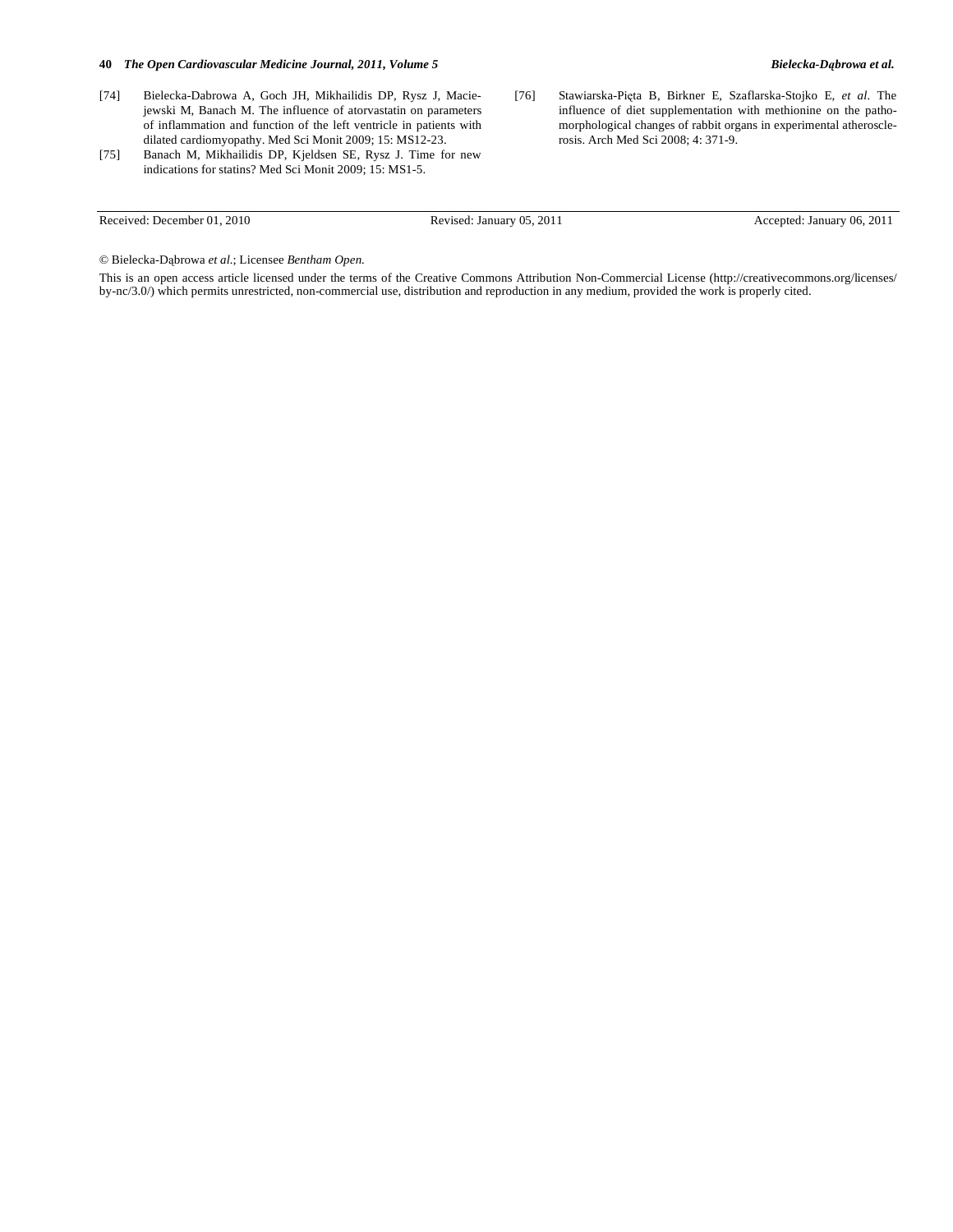[74] Bielecka-Dabrowa A, Goch JH, Mikhailidis DP, Rysz J, Maciejewski M, Banach M. The influence of atorvastatin on parameters of inflammation and function of the left ventricle in patients with dilated cardiomyopathy. Med Sci Monit 2009; 15: MS12-23.

[75] Banach M, Mikhailidis DP, Kjeldsen SE, Rysz J. Time for new indications for statins? Med Sci Monit 2009; 15: MS1-5.

[76] Stawiarska-Pięta B, Birkner E, Szaflarska-Stojko E, *et al*. The influence of diet supplementation with methionine on the pathomorphological changes of rabbit organs in experimental atherosclerosis. Arch Med Sci 2008; 4: 371-9.

Received: December 01, 2010 Revised: January 05, 2011 Accepted: January 06, 2011

© Bielecka-Dąbrowa *et al.*; Licensee *Bentham Open.*

This is an open access article licensed under the terms of the Creative Commons Attribution Non-Commercial License (http://creativecommons.org/licenses/by-nc/3.0/) which permits unrestricted, non-commercial use, distribution and reproduction in any medium, provided the work is properly cited.